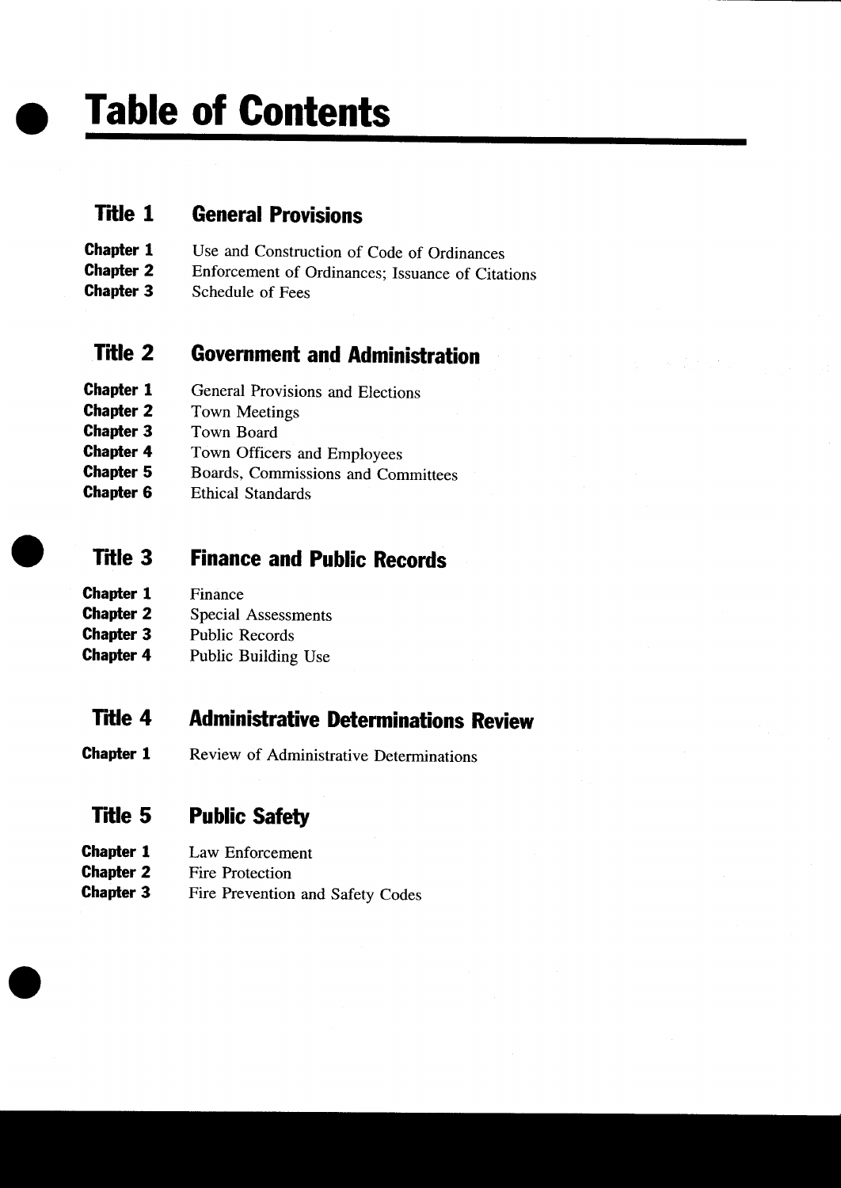# Table of Contents

## Title 1 General Provisions

**Chapter 1** Use and Construction of Code of Ordinances
**Chapter 2** Enforcement of Ordinances; Issuance of Citations
**Chapter 3** Schedule of Fees

## Title 2 Government and Administration

**Chapter 1** General Provisions and Elections
**Chapter 2** Town Meetings
**Chapter 3** Town Board
**Chapter 4** Town Officers and Employees
**Chapter 5** Boards, Commissions and Committees
**Chapter 6** Ethical Standards

## Title 3 Finance and Public Records

**Chapter 1** Finance
**Chapter 2** Special Assessments
**Chapter 3** Public Records
**Chapter 4** Public Building Use

## Title 4 Administrative Determinations Review

**Chapter 1** Review of Administrative Determinations

## Title 5 Public Safety

**Chapter 1** Law Enforcement
**Chapter 2** Fire Protection
**Chapter 3** Fire Prevention and Safety Codes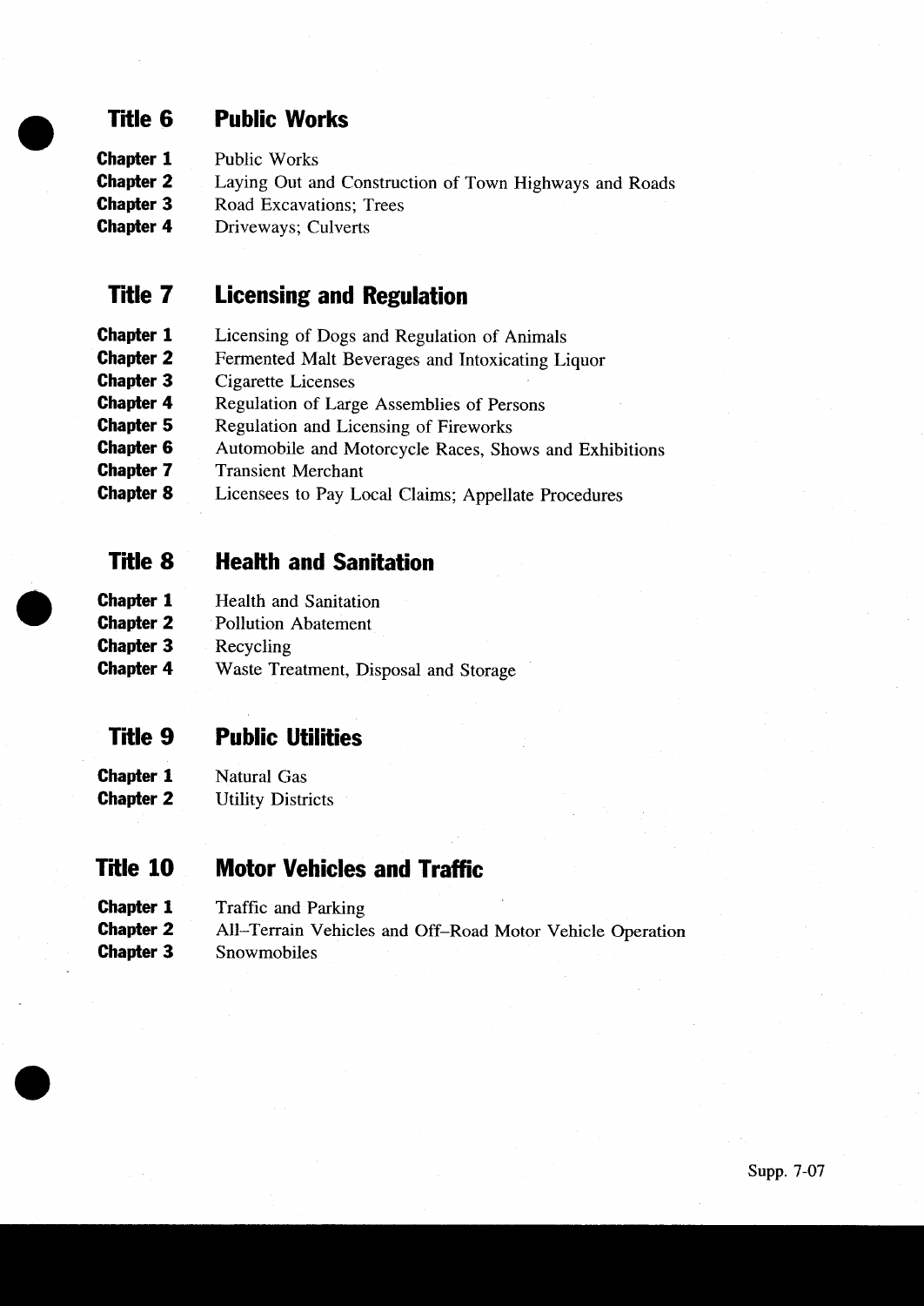## Title 6 Public Works

**Chapter 1** Public Works
**Chapter 2** Laying Out and Construction of Town Highways and Roads
**Chapter 3** Road Excavations; Trees
**Chapter 4** Driveways; Culverts

## Title 7 Licensing and Regulation

**Chapter 1** Licensing of Dogs and Regulation of Animals
**Chapter 2** Fermented Malt Beverages and Intoxicating Liquor
**Chapter 3** Cigarette Licenses
**Chapter 4** Regulation of Large Assemblies of Persons
**Chapter 5** Regulation and Licensing of Fireworks
**Chapter 6** Automobile and Motorcycle Races, Shows and Exhibitions
**Chapter 7** Transient Merchant
**Chapter 8** Licensees to Pay Local Claims; Appellate Procedures

## Title 8 Health and Sanitation

**Chapter 1** Health and Sanitation
**Chapter 2** Pollution Abatement
**Chapter 3** Recycling
**Chapter 4** Waste Treatment, Disposal and Storage

## Title 9 Public Utilities

**Chapter 1** Natural Gas
**Chapter 2** Utility Districts

## Title 10 Motor Vehicles and Traffic

**Chapter 1** Traffic and Parking
**Chapter 2** All–Terrain Vehicles and Off–Road Motor Vehicle Operation
**Chapter 3** Snowmobiles

Supp. 7-07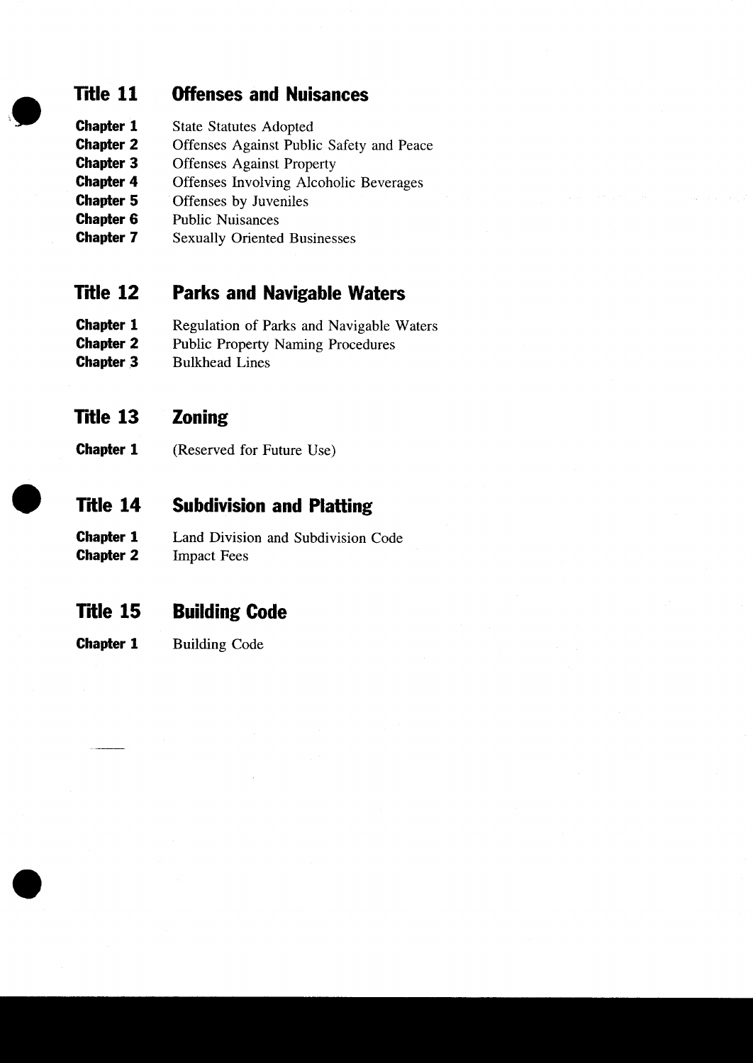## Title 11 Offenses and Nuisances

**Chapter 1** State Statutes Adopted
**Chapter 2** Offenses Against Public Safety and Peace
**Chapter 3** Offenses Against Property
**Chapter 4** Offenses Involving Alcoholic Beverages
**Chapter 5** Offenses by Juveniles
**Chapter 6** Public Nuisances
**Chapter 7** Sexually Oriented Businesses

## Title 12 Parks and Navigable Waters

**Chapter 1** Regulation of Parks and Navigable Waters
**Chapter 2** Public Property Naming Procedures
**Chapter 3** Bulkhead Lines

## Title 13 Zoning

**Chapter 1** (Reserved for Future Use)

## Title 14 Subdivision and Platting

**Chapter 1** Land Division and Subdivision Code
**Chapter 2** Impact Fees

## Title 15 Building Code

**Chapter 1** Building Code